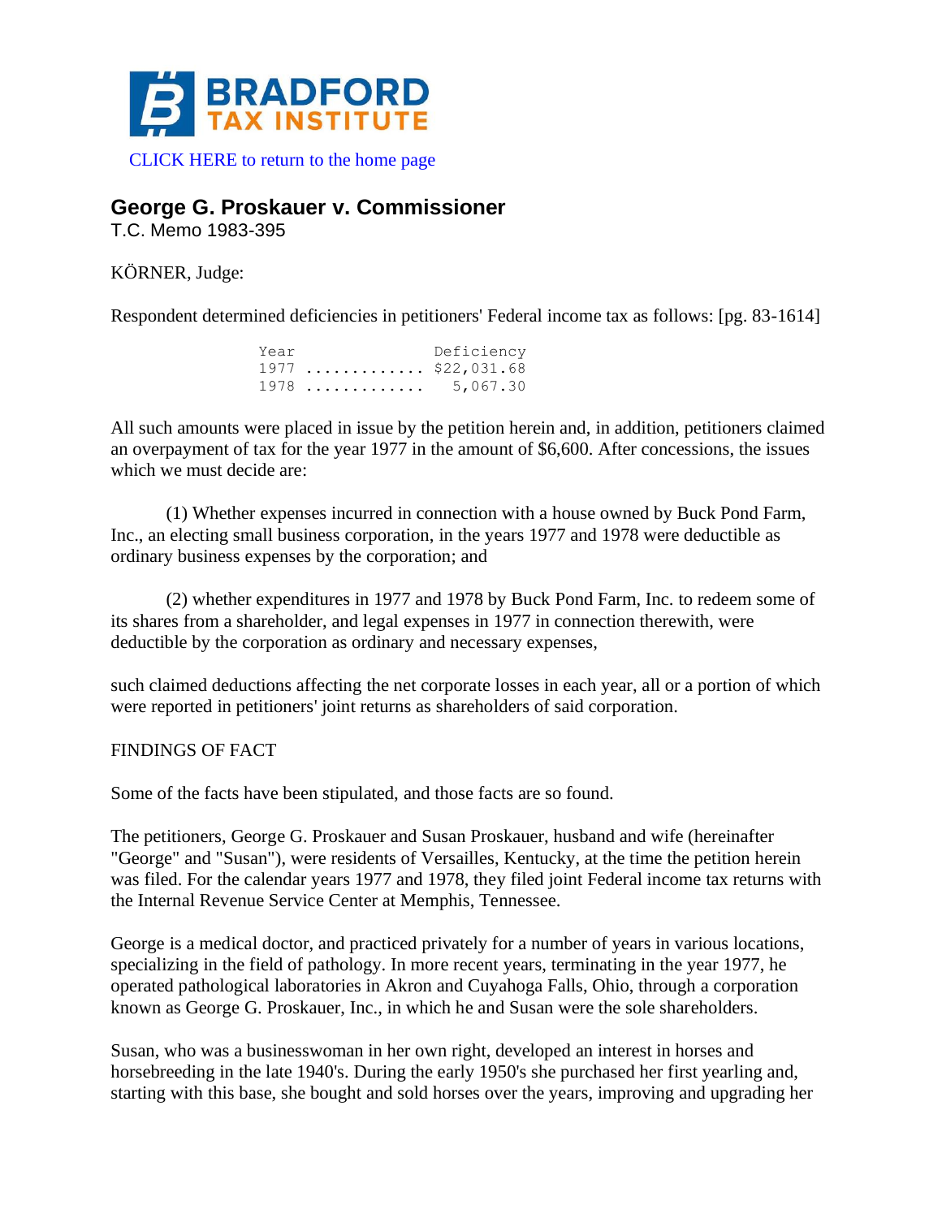# BRADFORD TAX INSTITUTE

CLICK HERE to return to the home page

## George G. Proskauer v. Commissioner

T.C. Memo 1983-395

KÖRNER, Judge:

Respondent determined deficiencies in petitioners' Federal income tax as follows: [pg. 83-1614]

| Year | Deficiency |
|---|---|
| 1977 | $22,031.68 |
| 1978 | 5,067.30 |

All such amounts were placed in issue by the petition herein and, in addition, petitioners claimed an overpayment of tax for the year 1977 in the amount of $6,600. After concessions, the issues which we must decide are:

(1) Whether expenses incurred in connection with a house owned by Buck Pond Farm, Inc., an electing small business corporation, in the years 1977 and 1978 were deductible as ordinary business expenses by the corporation; and

(2) whether expenditures in 1977 and 1978 by Buck Pond Farm, Inc. to redeem some of its shares from a shareholder, and legal expenses in 1977 in connection therewith, were deductible by the corporation as ordinary and necessary expenses,

such claimed deductions affecting the net corporate losses in each year, all or a portion of which were reported in petitioners' joint returns as shareholders of said corporation.

FINDINGS OF FACT

Some of the facts have been stipulated, and those facts are so found.

The petitioners, George G. Proskauer and Susan Proskauer, husband and wife (hereinafter "George" and "Susan"), were residents of Versailles, Kentucky, at the time the petition herein was filed. For the calendar years 1977 and 1978, they filed joint Federal income tax returns with the Internal Revenue Service Center at Memphis, Tennessee.

George is a medical doctor, and practiced privately for a number of years in various locations, specializing in the field of pathology. In more recent years, terminating in the year 1977, he operated pathological laboratories in Akron and Cuyahoga Falls, Ohio, through a corporation known as George G. Proskauer, Inc., in which he and Susan were the sole shareholders.

Susan, who was a businesswoman in her own right, developed an interest in horses and horsebreeding in the late 1940's. During the early 1950's she purchased her first yearling and, starting with this base, she bought and sold horses over the years, improving and upgrading her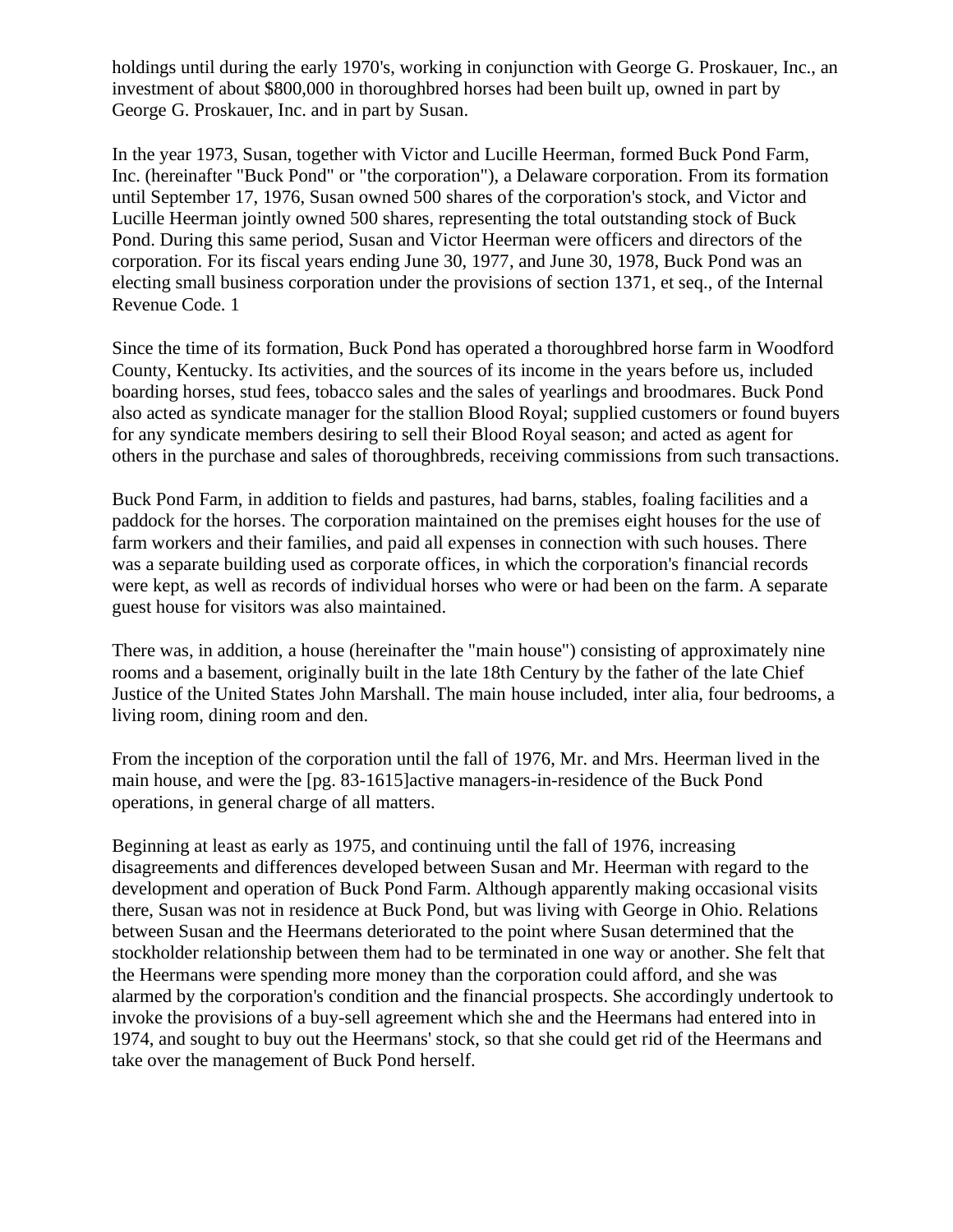holdings until during the early 1970's, working in conjunction with George G. Proskauer, Inc., an investment of about $800,000 in thoroughbred horses had been built up, owned in part by George G. Proskauer, Inc. and in part by Susan.

In the year 1973, Susan, together with Victor and Lucille Heerman, formed Buck Pond Farm, Inc. (hereinafter "Buck Pond" or "the corporation"), a Delaware corporation. From its formation until September 17, 1976, Susan owned 500 shares of the corporation's stock, and Victor and Lucille Heerman jointly owned 500 shares, representing the total outstanding stock of Buck Pond. During this same period, Susan and Victor Heerman were officers and directors of the corporation. For its fiscal years ending June 30, 1977, and June 30, 1978, Buck Pond was an electing small business corporation under the provisions of section 1371, et seq., of the Internal Revenue Code. 1

Since the time of its formation, Buck Pond has operated a thoroughbred horse farm in Woodford County, Kentucky. Its activities, and the sources of its income in the years before us, included boarding horses, stud fees, tobacco sales and the sales of yearlings and broodmares. Buck Pond also acted as syndicate manager for the stallion Blood Royal; supplied customers or found buyers for any syndicate members desiring to sell their Blood Royal season; and acted as agent for others in the purchase and sales of thoroughbreds, receiving commissions from such transactions.

Buck Pond Farm, in addition to fields and pastures, had barns, stables, foaling facilities and a paddock for the horses. The corporation maintained on the premises eight houses for the use of farm workers and their families, and paid all expenses in connection with such houses. There was a separate building used as corporate offices, in which the corporation's financial records were kept, as well as records of individual horses who were or had been on the farm. A separate guest house for visitors was also maintained.

There was, in addition, a house (hereinafter the "main house") consisting of approximately nine rooms and a basement, originally built in the late 18th Century by the father of the late Chief Justice of the United States John Marshall. The main house included, inter alia, four bedrooms, a living room, dining room and den.

From the inception of the corporation until the fall of 1976, Mr. and Mrs. Heerman lived in the main house, and were the [pg. 83-1615]active managers-in-residence of the Buck Pond operations, in general charge of all matters.

Beginning at least as early as 1975, and continuing until the fall of 1976, increasing disagreements and differences developed between Susan and Mr. Heerman with regard to the development and operation of Buck Pond Farm. Although apparently making occasional visits there, Susan was not in residence at Buck Pond, but was living with George in Ohio. Relations between Susan and the Heermans deteriorated to the point where Susan determined that the stockholder relationship between them had to be terminated in one way or another. She felt that the Heermans were spending more money than the corporation could afford, and she was alarmed by the corporation's condition and the financial prospects. She accordingly undertook to invoke the provisions of a buy-sell agreement which she and the Heermans had entered into in 1974, and sought to buy out the Heermans' stock, so that she could get rid of the Heermans and take over the management of Buck Pond herself.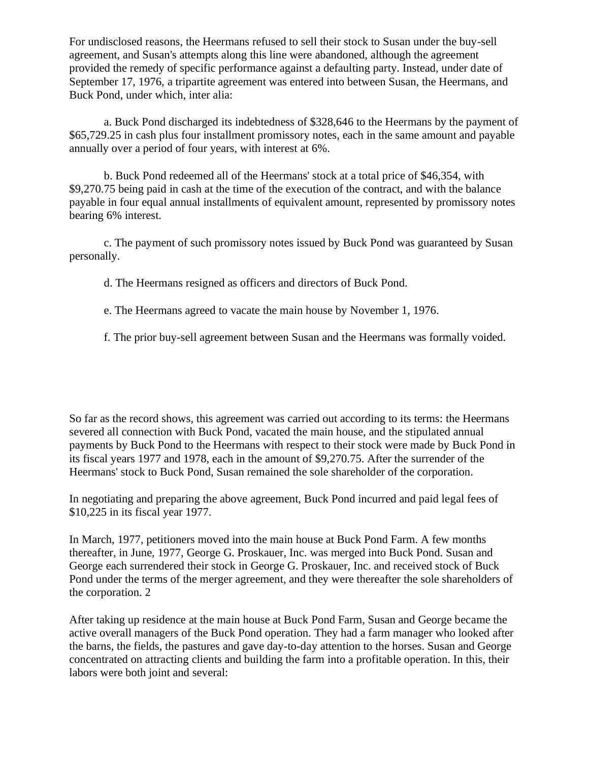For undisclosed reasons, the Heermans refused to sell their stock to Susan under the buy-sell agreement, and Susan's attempts along this line were abandoned, although the agreement provided the remedy of specific performance against a defaulting party. Instead, under date of September 17, 1976, a tripartite agreement was entered into between Susan, the Heermans, and Buck Pond, under which, inter alia:

a. Buck Pond discharged its indebtedness of $328,646 to the Heermans by the payment of $65,729.25 in cash plus four installment promissory notes, each in the same amount and payable annually over a period of four years, with interest at 6%.

b. Buck Pond redeemed all of the Heermans' stock at a total price of $46,354, with $9,270.75 being paid in cash at the time of the execution of the contract, and with the balance payable in four equal annual installments of equivalent amount, represented by promissory notes bearing 6% interest.

c. The payment of such promissory notes issued by Buck Pond was guaranteed by Susan personally.

d. The Heermans resigned as officers and directors of Buck Pond.

e. The Heermans agreed to vacate the main house by November 1, 1976.

f. The prior buy-sell agreement between Susan and the Heermans was formally voided.

So far as the record shows, this agreement was carried out according to its terms: the Heermans severed all connection with Buck Pond, vacated the main house, and the stipulated annual payments by Buck Pond to the Heermans with respect to their stock were made by Buck Pond in its fiscal years 1977 and 1978, each in the amount of $9,270.75. After the surrender of the Heermans' stock to Buck Pond, Susan remained the sole shareholder of the corporation.

In negotiating and preparing the above agreement, Buck Pond incurred and paid legal fees of $10,225 in its fiscal year 1977.

In March, 1977, petitioners moved into the main house at Buck Pond Farm. A few months thereafter, in June, 1977, George G. Proskauer, Inc. was merged into Buck Pond. Susan and George each surrendered their stock in George G. Proskauer, Inc. and received stock of Buck Pond under the terms of the merger agreement, and they were thereafter the sole shareholders of the corporation. 2

After taking up residence at the main house at Buck Pond Farm, Susan and George became the active overall managers of the Buck Pond operation. They had a farm manager who looked after the barns, the fields, the pastures and gave day-to-day attention to the horses. Susan and George concentrated on attracting clients and building the farm into a profitable operation. In this, their labors were both joint and several: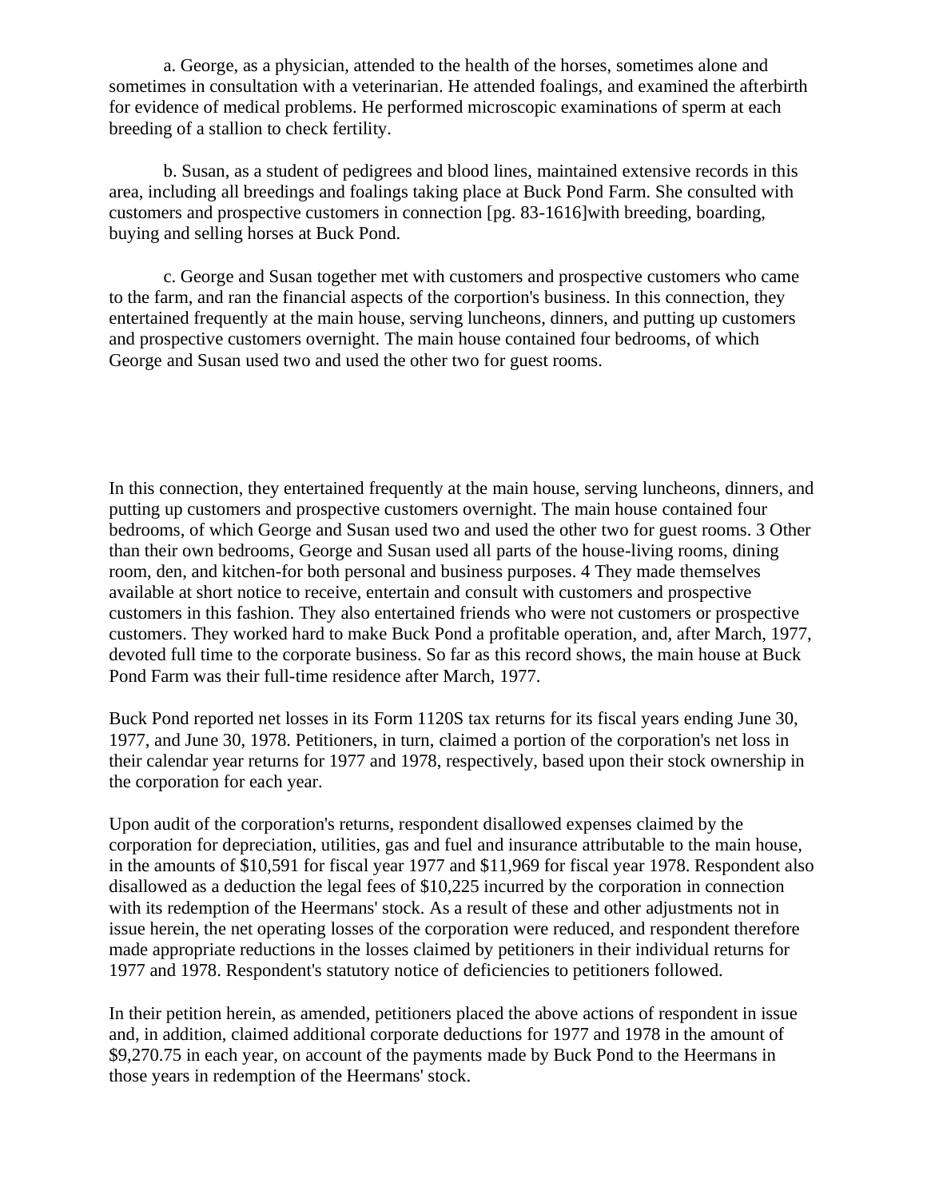a. George, as a physician, attended to the health of the horses, sometimes alone and sometimes in consultation with a veterinarian. He attended foalings, and examined the afterbirth for evidence of medical problems. He performed microscopic examinations of sperm at each breeding of a stallion to check fertility.

b. Susan, as a student of pedigrees and blood lines, maintained extensive records in this area, including all breedings and foalings taking place at Buck Pond Farm. She consulted with customers and prospective customers in connection [pg. 83-1616]with breeding, boarding, buying and selling horses at Buck Pond.

c. George and Susan together met with customers and prospective customers who came to the farm, and ran the financial aspects of the corportion's business. In this connection, they entertained frequently at the main house, serving luncheons, dinners, and putting up customers and prospective customers overnight. The main house contained four bedrooms, of which George and Susan used two and used the other two for guest rooms.

In this connection, they entertained frequently at the main house, serving luncheons, dinners, and putting up customers and prospective customers overnight. The main house contained four bedrooms, of which George and Susan used two and used the other two for guest rooms. 3 Other than their own bedrooms, George and Susan used all parts of the house-living rooms, dining room, den, and kitchen-for both personal and business purposes. 4 They made themselves available at short notice to receive, entertain and consult with customers and prospective customers in this fashion. They also entertained friends who were not customers or prospective customers. They worked hard to make Buck Pond a profitable operation, and, after March, 1977, devoted full time to the corporate business. So far as this record shows, the main house at Buck Pond Farm was their full-time residence after March, 1977.

Buck Pond reported net losses in its Form 1120S tax returns for its fiscal years ending June 30, 1977, and June 30, 1978. Petitioners, in turn, claimed a portion of the corporation's net loss in their calendar year returns for 1977 and 1978, respectively, based upon their stock ownership in the corporation for each year.

Upon audit of the corporation's returns, respondent disallowed expenses claimed by the corporation for depreciation, utilities, gas and fuel and insurance attributable to the main house, in the amounts of $10,591 for fiscal year 1977 and $11,969 for fiscal year 1978. Respondent also disallowed as a deduction the legal fees of $10,225 incurred by the corporation in connection with its redemption of the Heermans' stock. As a result of these and other adjustments not in issue herein, the net operating losses of the corporation were reduced, and respondent therefore made appropriate reductions in the losses claimed by petitioners in their individual returns for 1977 and 1978. Respondent's statutory notice of deficiencies to petitioners followed.

In their petition herein, as amended, petitioners placed the above actions of respondent in issue and, in addition, claimed additional corporate deductions for 1977 and 1978 in the amount of $9,270.75 in each year, on account of the payments made by Buck Pond to the Heermans in those years in redemption of the Heermans' stock.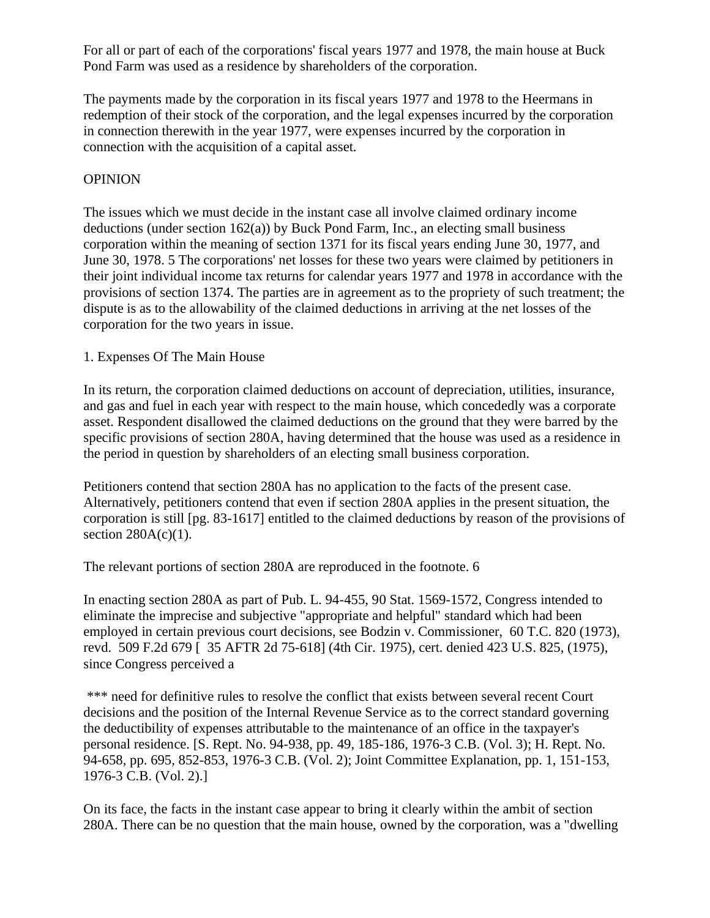For all or part of each of the corporations' fiscal years 1977 and 1978, the main house at Buck Pond Farm was used as a residence by shareholders of the corporation.

The payments made by the corporation in its fiscal years 1977 and 1978 to the Heermans in redemption of their stock of the corporation, and the legal expenses incurred by the corporation in connection therewith in the year 1977, were expenses incurred by the corporation in connection with the acquisition of a capital asset.

OPINION

The issues which we must decide in the instant case all involve claimed ordinary income deductions (under section 162(a)) by Buck Pond Farm, Inc., an electing small business corporation within the meaning of section 1371 for its fiscal years ending June 30, 1977, and June 30, 1978. 5 The corporations' net losses for these two years were claimed by petitioners in their joint individual income tax returns for calendar years 1977 and 1978 in accordance with the provisions of section 1374. The parties are in agreement as to the propriety of such treatment; the dispute is as to the allowability of the claimed deductions in arriving at the net losses of the corporation for the two years in issue.

1. Expenses Of The Main House

In its return, the corporation claimed deductions on account of depreciation, utilities, insurance, and gas and fuel in each year with respect to the main house, which concededly was a corporate asset. Respondent disallowed the claimed deductions on the ground that they were barred by the specific provisions of section 280A, having determined that the house was used as a residence in the period in question by shareholders of an electing small business corporation.

Petitioners contend that section 280A has no application to the facts of the present case. Alternatively, petitioners contend that even if section 280A applies in the present situation, the corporation is still [pg. 83-1617] entitled to the claimed deductions by reason of the provisions of section 280A(c)(1).

The relevant portions of section 280A are reproduced in the footnote. 6

In enacting section 280A as part of Pub. L. 94-455, 90 Stat. 1569-1572, Congress intended to eliminate the imprecise and subjective "appropriate and helpful" standard which had been employed in certain previous court decisions, see Bodzin v. Commissioner, 60 T.C. 820 (1973), revd. 509 F.2d 679 [ 35 AFTR 2d 75-618] (4th Cir. 1975), cert. denied 423 U.S. 825, (1975), since Congress perceived a

*** need for definitive rules to resolve the conflict that exists between several recent Court decisions and the position of the Internal Revenue Service as to the correct standard governing the deductibility of expenses attributable to the maintenance of an office in the taxpayer's personal residence. [S. Rept. No. 94-938, pp. 49, 185-186, 1976-3 C.B. (Vol. 3); H. Rept. No. 94-658, pp. 695, 852-853, 1976-3 C.B. (Vol. 2); Joint Committee Explanation, pp. 1, 151-153, 1976-3 C.B. (Vol. 2).]

On its face, the facts in the instant case appear to bring it clearly within the ambit of section 280A. There can be no question that the main house, owned by the corporation, was a "dwelling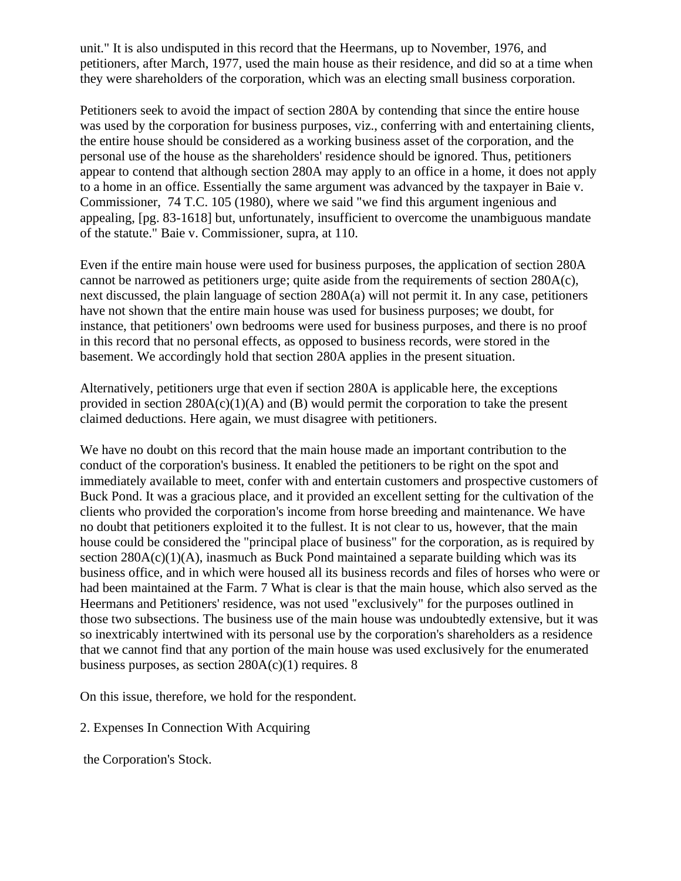unit." It is also undisputed in this record that the Heermans, up to November, 1976, and petitioners, after March, 1977, used the main house as their residence, and did so at a time when they were shareholders of the corporation, which was an electing small business corporation.

Petitioners seek to avoid the impact of section 280A by contending that since the entire house was used by the corporation for business purposes, viz., conferring with and entertaining clients, the entire house should be considered as a working business asset of the corporation, and the personal use of the house as the shareholders' residence should be ignored. Thus, petitioners appear to contend that although section 280A may apply to an office in a home, it does not apply to a home in an office. Essentially the same argument was advanced by the taxpayer in Baie v. Commissioner, 74 T.C. 105 (1980), where we said "we find this argument ingenious and appealing, [pg. 83-1618] but, unfortunately, insufficient to overcome the unambiguous mandate of the statute." Baie v. Commissioner, supra, at 110.

Even if the entire main house were used for business purposes, the application of section 280A cannot be narrowed as petitioners urge; quite aside from the requirements of section 280A(c), next discussed, the plain language of section 280A(a) will not permit it. In any case, petitioners have not shown that the entire main house was used for business purposes; we doubt, for instance, that petitioners' own bedrooms were used for business purposes, and there is no proof in this record that no personal effects, as opposed to business records, were stored in the basement. We accordingly hold that section 280A applies in the present situation.

Alternatively, petitioners urge that even if section 280A is applicable here, the exceptions provided in section 280A(c)(1)(A) and (B) would permit the corporation to take the present claimed deductions. Here again, we must disagree with petitioners.

We have no doubt on this record that the main house made an important contribution to the conduct of the corporation's business. It enabled the petitioners to be right on the spot and immediately available to meet, confer with and entertain customers and prospective customers of Buck Pond. It was a gracious place, and it provided an excellent setting for the cultivation of the clients who provided the corporation's income from horse breeding and maintenance. We have no doubt that petitioners exploited it to the fullest. It is not clear to us, however, that the main house could be considered the "principal place of business" for the corporation, as is required by section 280A(c)(1)(A), inasmuch as Buck Pond maintained a separate building which was its business office, and in which were housed all its business records and files of horses who were or had been maintained at the Farm. 7 What is clear is that the main house, which also served as the Heermans and Petitioners' residence, was not used "exclusively" for the purposes outlined in those two subsections. The business use of the main house was undoubtedly extensive, but it was so inextricably intertwined with its personal use by the corporation's shareholders as a residence that we cannot find that any portion of the main house was used exclusively for the enumerated business purposes, as section 280A(c)(1) requires. 8

On this issue, therefore, we hold for the respondent.

2. Expenses In Connection With Acquiring

the Corporation's Stock.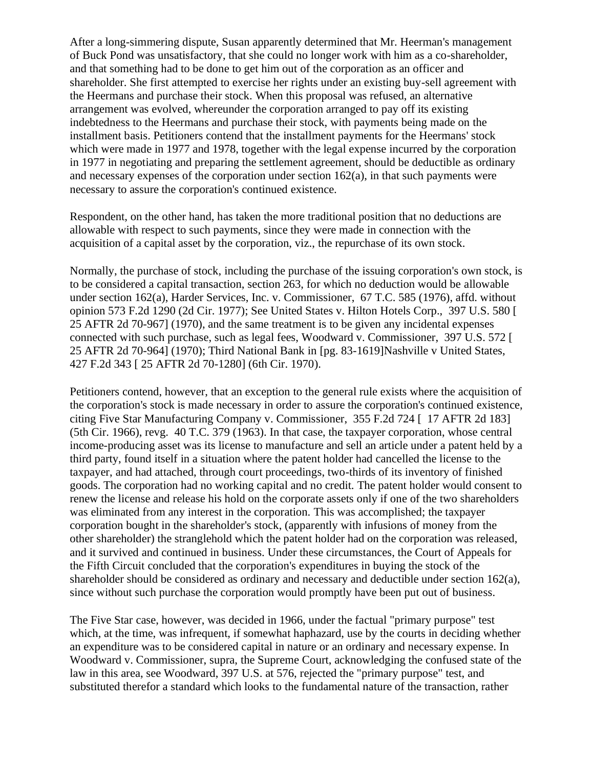After a long-simmering dispute, Susan apparently determined that Mr. Heerman's management of Buck Pond was unsatisfactory, that she could no longer work with him as a co-shareholder, and that something had to be done to get him out of the corporation as an officer and shareholder. She first attempted to exercise her rights under an existing buy-sell agreement with the Heermans and purchase their stock. When this proposal was refused, an alternative arrangement was evolved, whereunder the corporation arranged to pay off its existing indebtedness to the Heermans and purchase their stock, with payments being made on the installment basis. Petitioners contend that the installment payments for the Heermans' stock which were made in 1977 and 1978, together with the legal expense incurred by the corporation in 1977 in negotiating and preparing the settlement agreement, should be deductible as ordinary and necessary expenses of the corporation under section 162(a), in that such payments were necessary to assure the corporation's continued existence.

Respondent, on the other hand, has taken the more traditional position that no deductions are allowable with respect to such payments, since they were made in connection with the acquisition of a capital asset by the corporation, viz., the repurchase of its own stock.

Normally, the purchase of stock, including the purchase of the issuing corporation's own stock, is to be considered a capital transaction, section 263, for which no deduction would be allowable under section 162(a), Harder Services, Inc. v. Commissioner, 67 T.C. 585 (1976), affd. without opinion 573 F.2d 1290 (2d Cir. 1977); See United States v. Hilton Hotels Corp., 397 U.S. 580 [ 25 AFTR 2d 70-967] (1970), and the same treatment is to be given any incidental expenses connected with such purchase, such as legal fees, Woodward v. Commissioner, 397 U.S. 572 [ 25 AFTR 2d 70-964] (1970); Third National Bank in [pg. 83-1619]Nashville v United States, 427 F.2d 343 [ 25 AFTR 2d 70-1280] (6th Cir. 1970).

Petitioners contend, however, that an exception to the general rule exists where the acquisition of the corporation's stock is made necessary in order to assure the corporation's continued existence, citing Five Star Manufacturing Company v. Commissioner, 355 F.2d 724 [ 17 AFTR 2d 183] (5th Cir. 1966), revg. 40 T.C. 379 (1963). In that case, the taxpayer corporation, whose central income-producing asset was its license to manufacture and sell an article under a patent held by a third party, found itself in a situation where the patent holder had cancelled the license to the taxpayer, and had attached, through court proceedings, two-thirds of its inventory of finished goods. The corporation had no working capital and no credit. The patent holder would consent to renew the license and release his hold on the corporate assets only if one of the two shareholders was eliminated from any interest in the corporation. This was accomplished; the taxpayer corporation bought in the shareholder's stock, (apparently with infusions of money from the other shareholder) the stranglehold which the patent holder had on the corporation was released, and it survived and continued in business. Under these circumstances, the Court of Appeals for the Fifth Circuit concluded that the corporation's expenditures in buying the stock of the shareholder should be considered as ordinary and necessary and deductible under section 162(a), since without such purchase the corporation would promptly have been put out of business.

The Five Star case, however, was decided in 1966, under the factual "primary purpose" test which, at the time, was infrequent, if somewhat haphazard, use by the courts in deciding whether an expenditure was to be considered capital in nature or an ordinary and necessary expense. In Woodward v. Commissioner, supra, the Supreme Court, acknowledging the confused state of the law in this area, see Woodward, 397 U.S. at 576, rejected the "primary purpose" test, and substituted therefor a standard which looks to the fundamental nature of the transaction, rather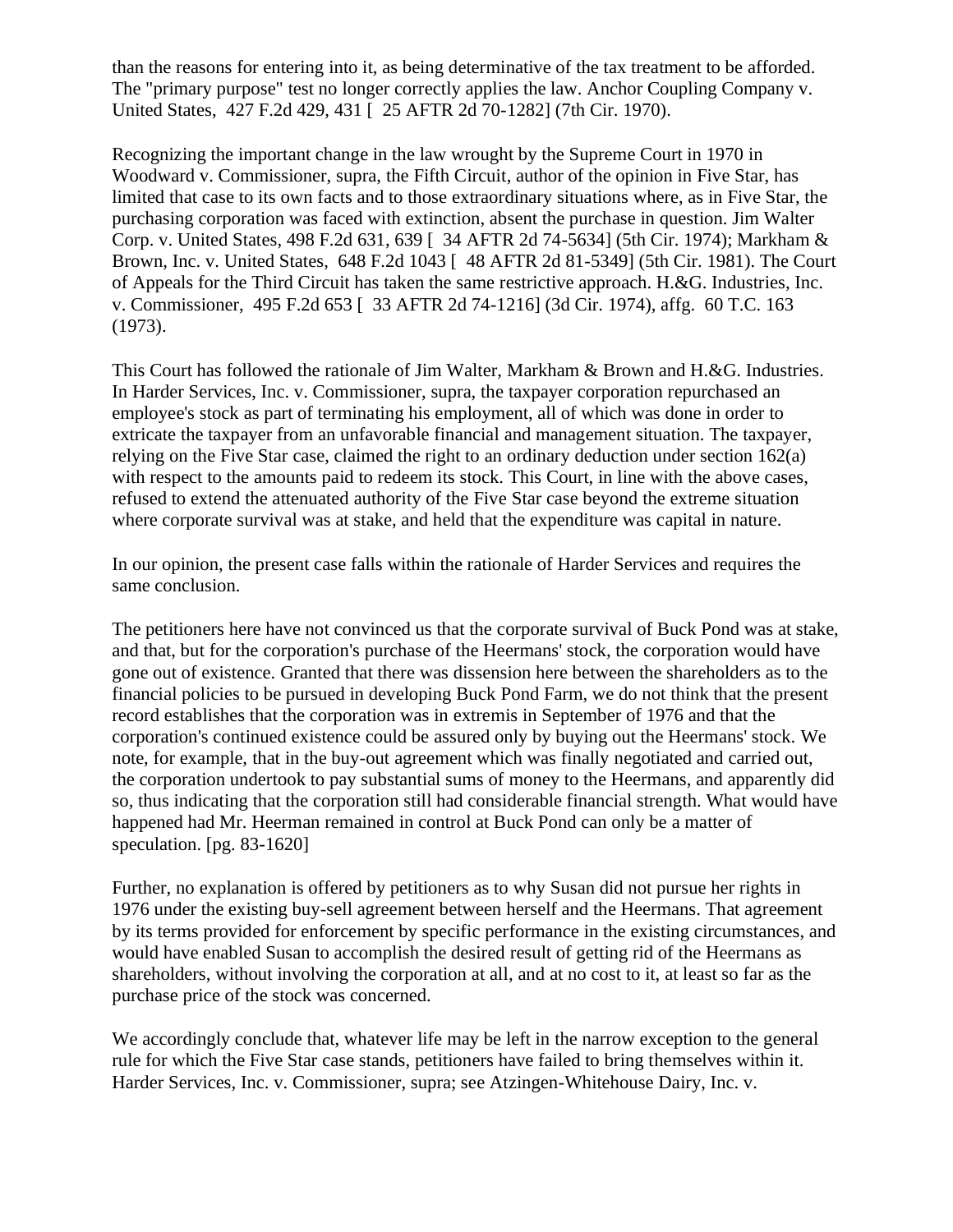than the reasons for entering into it, as being determinative of the tax treatment to be afforded. The "primary purpose" test no longer correctly applies the law. Anchor Coupling Company v. United States, 427 F.2d 429, 431 [ 25 AFTR 2d 70-1282] (7th Cir. 1970).

Recognizing the important change in the law wrought by the Supreme Court in 1970 in Woodward v. Commissioner, supra, the Fifth Circuit, author of the opinion in Five Star, has limited that case to its own facts and to those extraordinary situations where, as in Five Star, the purchasing corporation was faced with extinction, absent the purchase in question. Jim Walter Corp. v. United States, 498 F.2d 631, 639 [ 34 AFTR 2d 74-5634] (5th Cir. 1974); Markham & Brown, Inc. v. United States, 648 F.2d 1043 [ 48 AFTR 2d 81-5349] (5th Cir. 1981). The Court of Appeals for the Third Circuit has taken the same restrictive approach. H.&G. Industries, Inc. v. Commissioner, 495 F.2d 653 [ 33 AFTR 2d 74-1216] (3d Cir. 1974), affg. 60 T.C. 163 (1973).

This Court has followed the rationale of Jim Walter, Markham & Brown and H.&G. Industries. In Harder Services, Inc. v. Commissioner, supra, the taxpayer corporation repurchased an employee's stock as part of terminating his employment, all of which was done in order to extricate the taxpayer from an unfavorable financial and management situation. The taxpayer, relying on the Five Star case, claimed the right to an ordinary deduction under section 162(a) with respect to the amounts paid to redeem its stock. This Court, in line with the above cases, refused to extend the attenuated authority of the Five Star case beyond the extreme situation where corporate survival was at stake, and held that the expenditure was capital in nature.

In our opinion, the present case falls within the rationale of Harder Services and requires the same conclusion.

The petitioners here have not convinced us that the corporate survival of Buck Pond was at stake, and that, but for the corporation's purchase of the Heermans' stock, the corporation would have gone out of existence. Granted that there was dissension here between the shareholders as to the financial policies to be pursued in developing Buck Pond Farm, we do not think that the present record establishes that the corporation was in extremis in September of 1976 and that the corporation's continued existence could be assured only by buying out the Heermans' stock. We note, for example, that in the buy-out agreement which was finally negotiated and carried out, the corporation undertook to pay substantial sums of money to the Heermans, and apparently did so, thus indicating that the corporation still had considerable financial strength. What would have happened had Mr. Heerman remained in control at Buck Pond can only be a matter of speculation. [pg. 83-1620]

Further, no explanation is offered by petitioners as to why Susan did not pursue her rights in 1976 under the existing buy-sell agreement between herself and the Heermans. That agreement by its terms provided for enforcement by specific performance in the existing circumstances, and would have enabled Susan to accomplish the desired result of getting rid of the Heermans as shareholders, without involving the corporation at all, and at no cost to it, at least so far as the purchase price of the stock was concerned.

We accordingly conclude that, whatever life may be left in the narrow exception to the general rule for which the Five Star case stands, petitioners have failed to bring themselves within it. Harder Services, Inc. v. Commissioner, supra; see Atzingen-Whitehouse Dairy, Inc. v.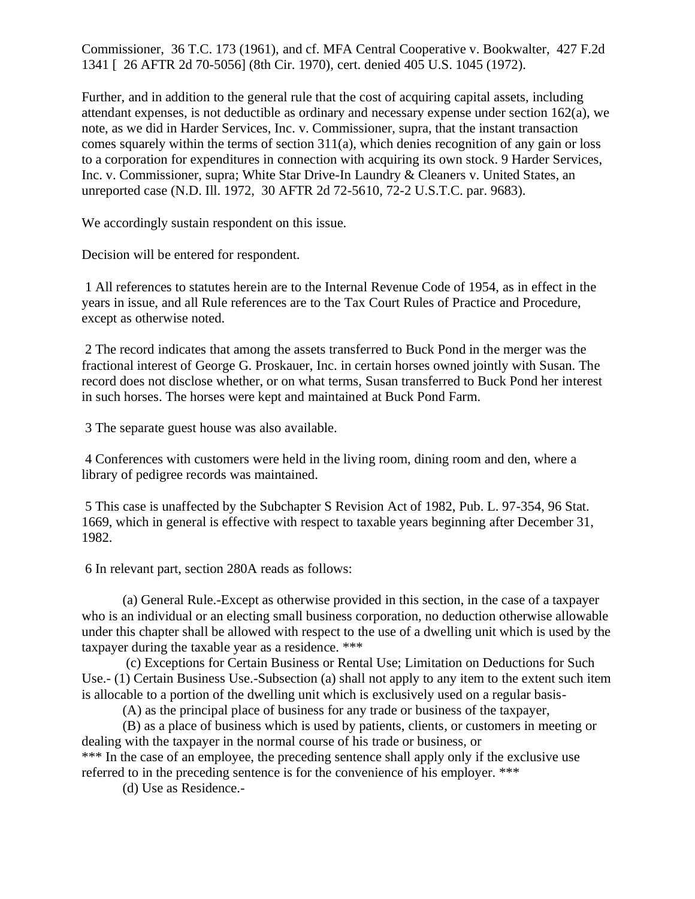Commissioner, 36 T.C. 173 (1961), and cf. MFA Central Cooperative v. Bookwalter, 427 F.2d 1341 [ 26 AFTR 2d 70-5056] (8th Cir. 1970), cert. denied 405 U.S. 1045 (1972).

Further, and in addition to the general rule that the cost of acquiring capital assets, including attendant expenses, is not deductible as ordinary and necessary expense under section 162(a), we note, as we did in Harder Services, Inc. v. Commissioner, supra, that the instant transaction comes squarely within the terms of section 311(a), which denies recognition of any gain or loss to a corporation for expenditures in connection with acquiring its own stock. 9 Harder Services, Inc. v. Commissioner, supra; White Star Drive-In Laundry & Cleaners v. United States, an unreported case (N.D. Ill. 1972, 30 AFTR 2d 72-5610, 72-2 U.S.T.C. par. 9683).

We accordingly sustain respondent on this issue.

Decision will be entered for respondent.

1 All references to statutes herein are to the Internal Revenue Code of 1954, as in effect in the years in issue, and all Rule references are to the Tax Court Rules of Practice and Procedure, except as otherwise noted.

2 The record indicates that among the assets transferred to Buck Pond in the merger was the fractional interest of George G. Proskauer, Inc. in certain horses owned jointly with Susan. The record does not disclose whether, or on what terms, Susan transferred to Buck Pond her interest in such horses. The horses were kept and maintained at Buck Pond Farm.

3 The separate guest house was also available.

4 Conferences with customers were held in the living room, dining room and den, where a library of pedigree records was maintained.

5 This case is unaffected by the Subchapter S Revision Act of 1982, Pub. L. 97-354, 96 Stat. 1669, which in general is effective with respect to taxable years beginning after December 31, 1982.

6 In relevant part, section 280A reads as follows:

(a) General Rule.-Except as otherwise provided in this section, in the case of a taxpayer who is an individual or an electing small business corporation, no deduction otherwise allowable under this chapter shall be allowed with respect to the use of a dwelling unit which is used by the taxpayer during the taxable year as a residence. ***

(c) Exceptions for Certain Business or Rental Use; Limitation on Deductions for Such Use.- (1) Certain Business Use.-Subsection (a) shall not apply to any item to the extent such item is allocable to a portion of the dwelling unit which is exclusively used on a regular basis-

(A) as the principal place of business for any trade or business of the taxpayer,

(B) as a place of business which is used by patients, clients, or customers in meeting or dealing with the taxpayer in the normal course of his trade or business, or

*** In the case of an employee, the preceding sentence shall apply only if the exclusive use referred to in the preceding sentence is for the convenience of his employer. ***

(d) Use as Residence.-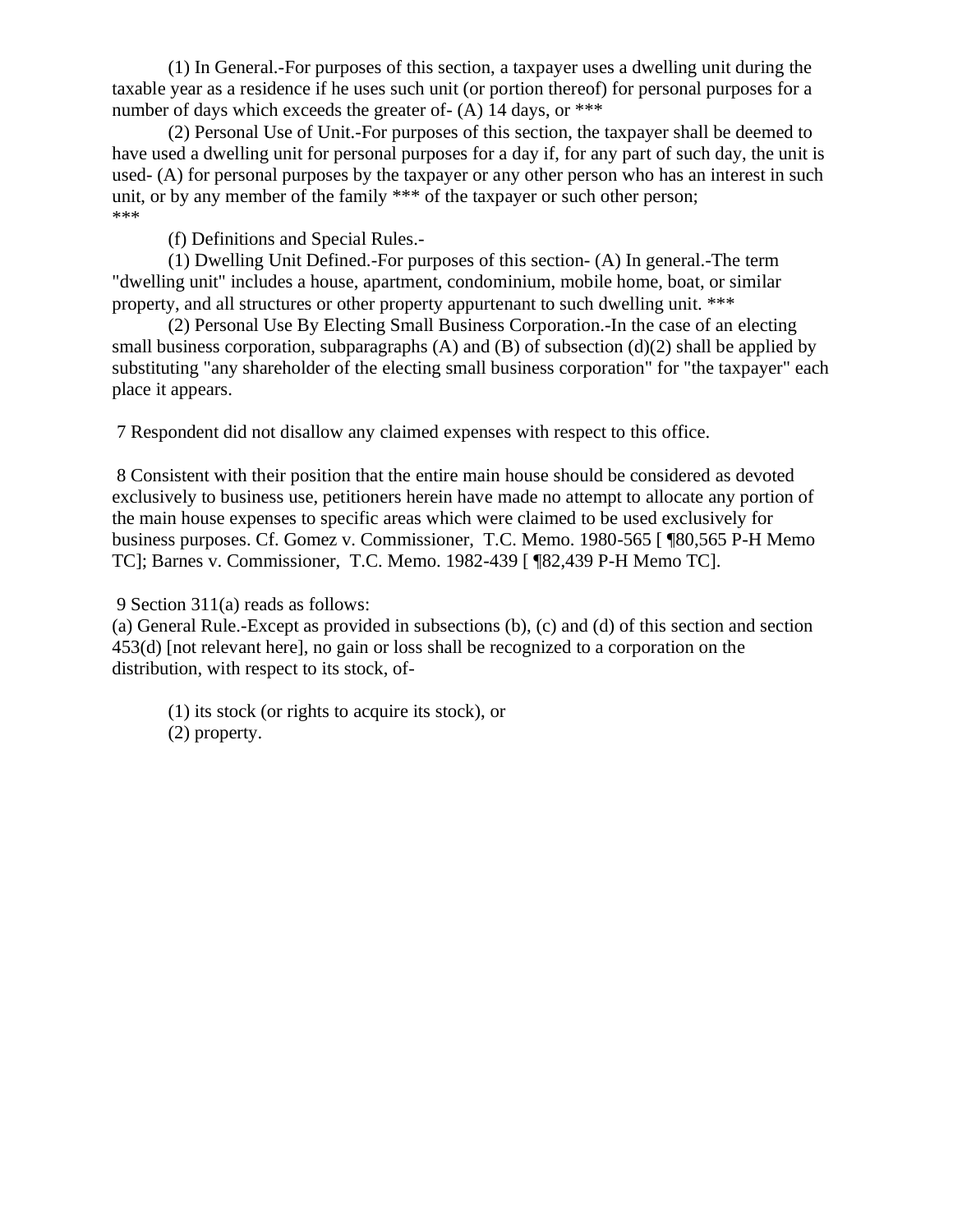(1) In General.-For purposes of this section, a taxpayer uses a dwelling unit during the taxable year as a residence if he uses such unit (or portion thereof) for personal purposes for a number of days which exceeds the greater of- (A) 14 days, or ***

(2) Personal Use of Unit.-For purposes of this section, the taxpayer shall be deemed to have used a dwelling unit for personal purposes for a day if, for any part of such day, the unit is used- (A) for personal purposes by the taxpayer or any other person who has an interest in such unit, or by any member of the family *** of the taxpayer or such other person;
***

(f) Definitions and Special Rules.-

(1) Dwelling Unit Defined.-For purposes of this section- (A) In general.-The term "dwelling unit" includes a house, apartment, condominium, mobile home, boat, or similar property, and all structures or other property appurtenant to such dwelling unit. ***

(2) Personal Use By Electing Small Business Corporation.-In the case of an electing small business corporation, subparagraphs (A) and (B) of subsection (d)(2) shall be applied by substituting "any shareholder of the electing small business corporation" for "the taxpayer" each place it appears.

7 Respondent did not disallow any claimed expenses with respect to this office.

8 Consistent with their position that the entire main house should be considered as devoted exclusively to business use, petitioners herein have made no attempt to allocate any portion of the main house expenses to specific areas which were claimed to be used exclusively for business purposes. Cf. Gomez v. Commissioner, T.C. Memo. 1980-565 [ ¶80,565 P-H Memo TC]; Barnes v. Commissioner, T.C. Memo. 1982-439 [ ¶82,439 P-H Memo TC].

9 Section 311(a) reads as follows:
(a) General Rule.-Except as provided in subsections (b), (c) and (d) of this section and section 453(d) [not relevant here], no gain or loss shall be recognized to a corporation on the distribution, with respect to its stock, of-

(1) its stock (or rights to acquire its stock), or
(2) property.